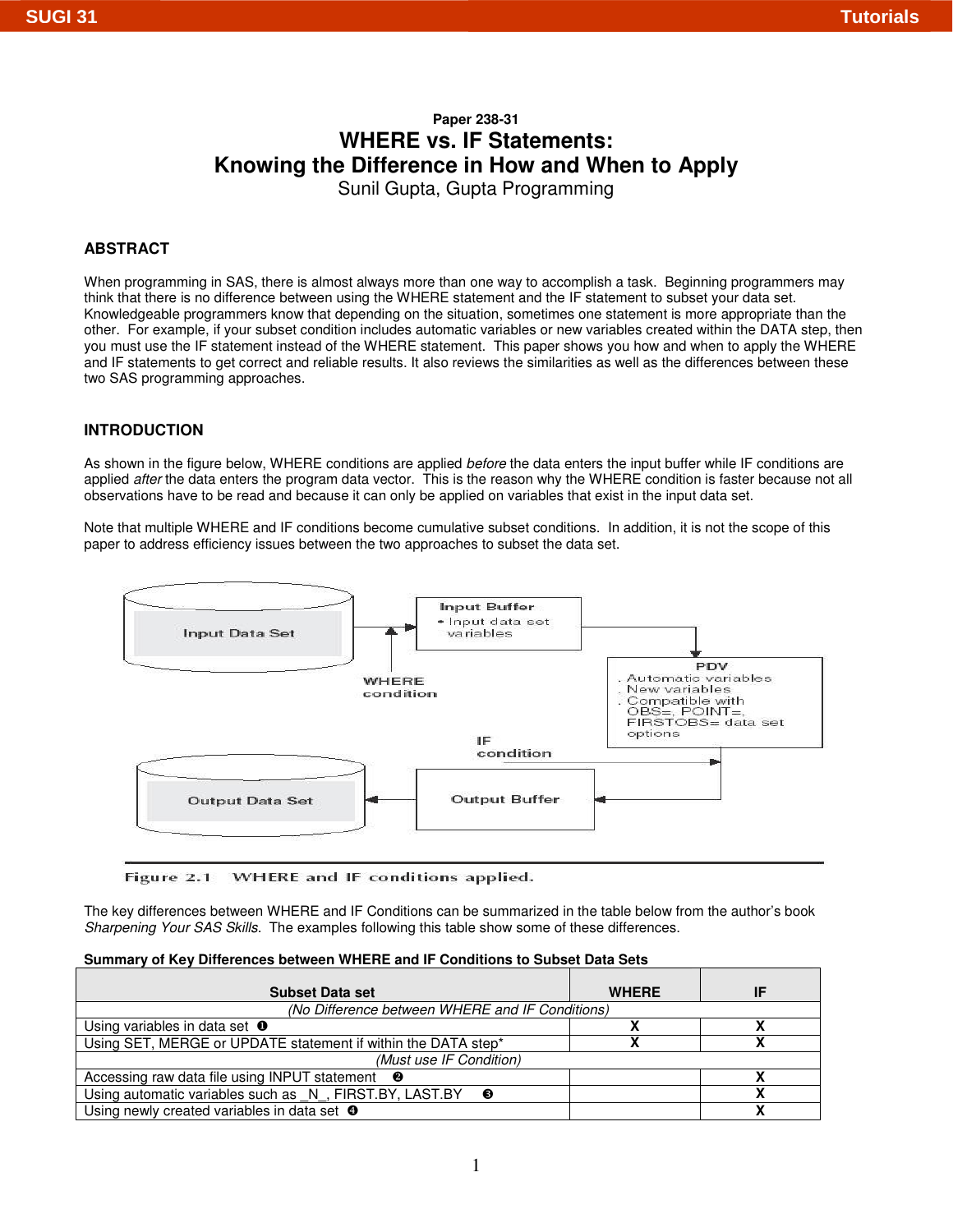Paper 238-31

# WHERE vs. IF Statements: Knowing the Difference in How and When to Apply

Sunil Gupta, Gupta Programming

## ABSTRACT

When programming in SAS, there is almost always more than one way to accomplish a task. Beginning programmers may think that there is no difference between using the WHERE statement and the IF statement to subset your data set. Knowledgeable programmers know that depending on the situation, sometimes one statement is more appropriate than the other. For example, if your subset condition includes automatic variables or new variables created within the DATA step, then you must use the IF statement instead of the WHERE statement. This paper shows you how and when to apply the WHERE and IF statements to get correct and reliable results. It also reviews the similarities as well as the differences between these two SAS programming approaches.

## INTRODUCTION

As shown in the figure below, WHERE conditions are applied *before* the data enters the input buffer while IF conditions are applied *after* the data enters the program data vector. This is the reason why the WHERE condition is faster because not all observations have to be read and because it can only be applied on variables that exist in the input data set.

Note that multiple WHERE and IF conditions become cumulative subset conditions. In addition, it is not the scope of this paper to address efficiency issues between the two approaches to subset the data set.

Input Data Set

Input Buffer
• Input data set variables

WHERE condition

PDV
. Automatic variables
. New variables
. Compatible with OBS=, POINT=, FIRSTOBS= data set options

IF condition

Output Data Set

Output Buffer

Figure 2.1 WHERE and IF conditions applied.

The key differences between WHERE and IF Conditions can be summarized in the table below from the author's book *Sharpening Your SAS Skills*. The examples following this table show some of these differences.

**Summary of Key Differences between WHERE and IF Conditions to Subset Data Sets**

| Subset Data set | WHERE | IF |
|---|---|---|
| *(No Difference between WHERE and IF Conditions)* | | |
| Using variables in data set ❶ | X | X |
| Using SET, MERGE or UPDATE statement if within the DATA step* | X | X |
| *(Must use IF Condition)* | | |
| Accessing raw data file using INPUT statement ❷ | | X |
| Using automatic variables such as _N_, FIRST.BY, LAST.BY ❸ | | X |
| Using newly created variables in data set ❹ | | X |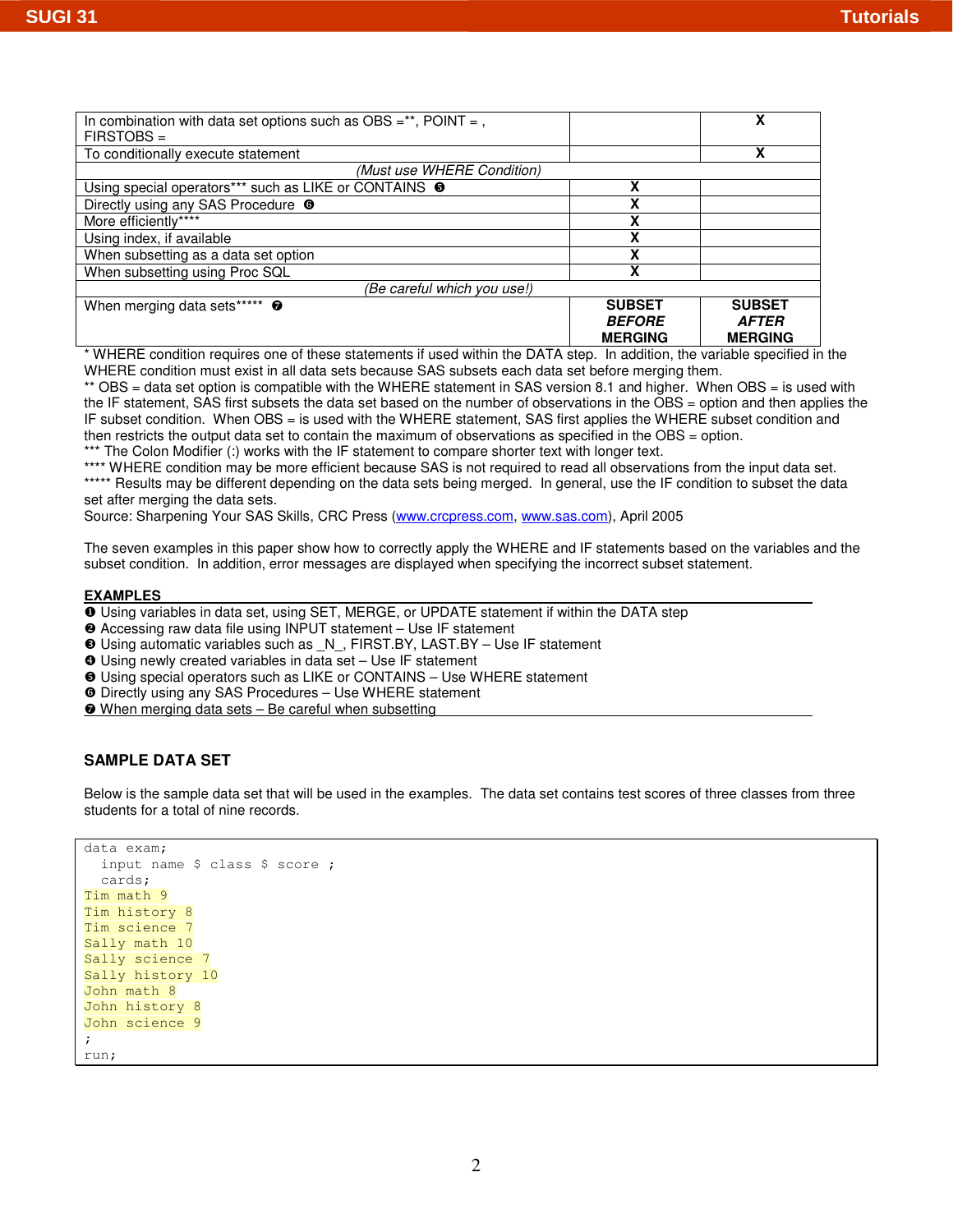| | | |
|---|---|---|
| In combination with data set options such as OBS =**, POINT = , FIRSTOBS = | | X |
| To conditionally execute statement | | X |
| *(Must use WHERE Condition)* | | |
| Using special operators*** such as LIKE or CONTAINS ❺ | X | |
| Directly using any SAS Procedure ❻ | X | |
| More efficiently**** | X | |
| Using index, if available | X | |
| When subsetting as a data set option | X | |
| When subsetting using Proc SQL | X | |
| *(Be careful which you use!)* | | |
| When merging data sets***** ❼ | **SUBSET *BEFORE* MERGING** | **SUBSET *AFTER* MERGING** |

\* WHERE condition requires one of these statements if used within the DATA step. In addition, the variable specified in the WHERE condition must exist in all data sets because SAS subsets each data set before merging them.
\** OBS = data set option is compatible with the WHERE statement in SAS version 8.1 and higher. When OBS = is used with the IF statement, SAS first subsets the data set based on the number of observations in the OBS = option and then applies the IF subset condition. When OBS = is used with the WHERE statement, SAS first applies the WHERE subset condition and then restricts the output data set to contain the maximum of observations as specified in the OBS = option.
\*** The Colon Modifier (:) works with the IF statement to compare shorter text with longer text.
\**** WHERE condition may be more efficient because SAS is not required to read all observations from the input data set.
\***** Results may be different depending on the data sets being merged. In general, use the IF condition to subset the data set after merging the data sets.
Source: Sharpening Your SAS Skills, CRC Press (www.crcpress.com, www.sas.com), April 2005

The seven examples in this paper show how to correctly apply the WHERE and IF statements based on the variables and the subset condition. In addition, error messages are displayed when specifying the incorrect subset statement.

**EXAMPLES**

❶ Using variables in data set, using SET, MERGE, or UPDATE statement if within the DATA step
❷ Accessing raw data file using INPUT statement – Use IF statement
❸ Using automatic variables such as _N_, FIRST.BY, LAST.BY – Use IF statement
❹ Using newly created variables in data set – Use IF statement
❺ Using special operators such as LIKE or CONTAINS – Use WHERE statement
❻ Directly using any SAS Procedures – Use WHERE statement
❼ When merging data sets – Be careful when subsetting

## SAMPLE DATA SET

Below is the sample data set that will be used in the examples. The data set contains test scores of three classes from three students for a total of nine records.

```
data exam;
  input name $ class $ score ;
  cards;
Tim math 9
Tim history 8
Tim science 7
Sally math 10
Sally science 7
Sally history 10
John math 8
John history 8
John science 9
;
run;
```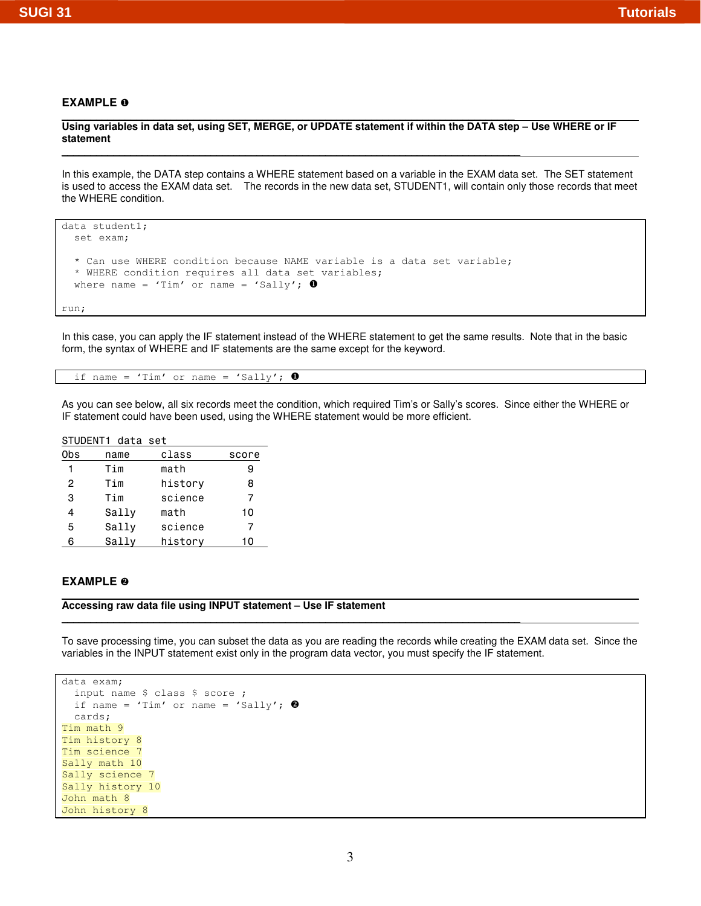### EXAMPLE ❶

**Using variables in data set, using SET, MERGE, or UPDATE statement if within the DATA step – Use WHERE or IF statement**

In this example, the DATA step contains a WHERE statement based on a variable in the EXAM data set. The SET statement is used to access the EXAM data set. The records in the new data set, STUDENT1, will contain only those records that meet the WHERE condition.

```
data student1;
  set exam;

  * Can use WHERE condition because NAME variable is a data set variable;
  * WHERE condition requires all data set variables;
  where name = 'Tim' or name = 'Sally'; ❶

run;
```

In this case, you can apply the IF statement instead of the WHERE statement to get the same results. Note that in the basic form, the syntax of WHERE and IF statements are the same except for the keyword.

```
  if name = 'Tim' or name = 'Sally'; ❶
```

As you can see below, all six records meet the condition, which required Tim's or Sally's scores. Since either the WHERE or IF statement could have been used, using the WHERE statement would be more efficient.

STUDENT1 data set

| Obs | name | class | score |
|---|---|---|---|
| 1 | Tim | math | 9 |
| 2 | Tim | history | 8 |
| 3 | Tim | science | 7 |
| 4 | Sally | math | 10 |
| 5 | Sally | science | 7 |
| 6 | Sally | history | 10 |

### EXAMPLE ❷

**Accessing raw data file using INPUT statement – Use IF statement**

To save processing time, you can subset the data as you are reading the records while creating the EXAM data set. Since the variables in the INPUT statement exist only in the program data vector, you must specify the IF statement.

```
data exam;
  input name $ class $ score ;
  if name = 'Tim' or name = 'Sally'; ❷
  cards;
Tim math 9
Tim history 8
Tim science 7
Sally math 10
Sally science 7
Sally history 10
John math 8
John history 8
```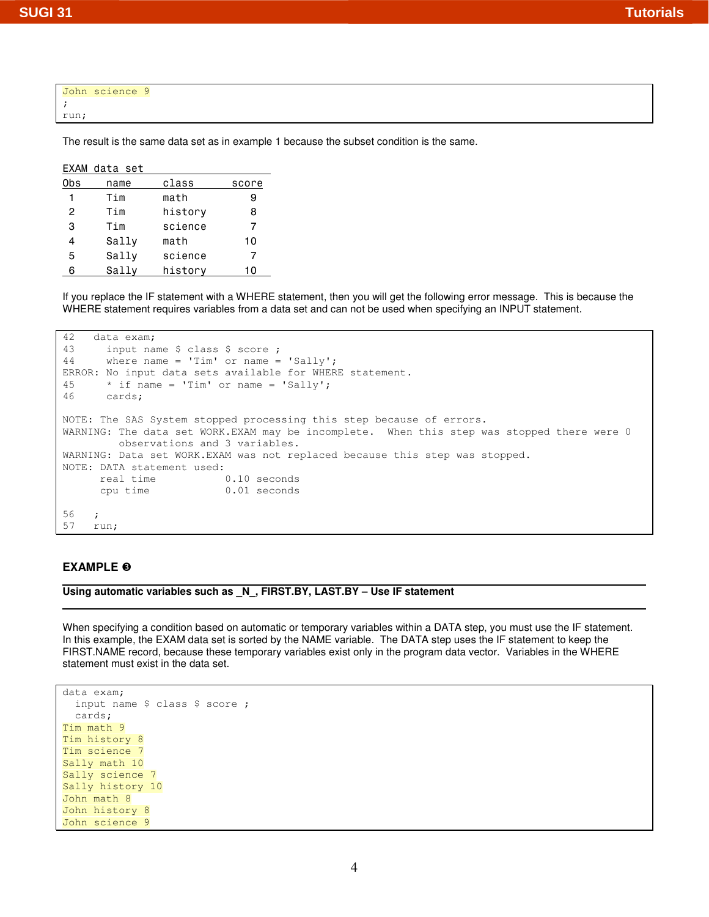```
John science 9
;
run;
```

The result is the same data set as in example 1 because the subset condition is the same.

EXAM data set

| Obs | name | class | score |
|---|---|---|---|
| 1 | Tim | math | 9 |
| 2 | Tim | history | 8 |
| 3 | Tim | science | 7 |
| 4 | Sally | math | 10 |
| 5 | Sally | science | 7 |
| 6 | Sally | history | 10 |

If you replace the IF statement with a WHERE statement, then you will get the following error message. This is because the WHERE statement requires variables from a data set and can not be used when specifying an INPUT statement.

```
42   data exam;
43     input name $ class $ score ;
44     where name = 'Tim' or name = 'Sally';
ERROR: No input data sets available for WHERE statement.
45     * if name = 'Tim' or name = 'Sally';
46     cards;

NOTE: The SAS System stopped processing this step because of errors.
WARNING: The data set WORK.EXAM may be incomplete.  When this step was stopped there were 0
         observations and 3 variables.
WARNING: Data set WORK.EXAM was not replaced because this step was stopped.
NOTE: DATA statement used:
      real time           0.10 seconds
      cpu time            0.01 seconds

56   ;
57   run;
```

### EXAMPLE ❸

**Using automatic variables such as _N_, FIRST.BY, LAST.BY – Use IF statement**

When specifying a condition based on automatic or temporary variables within a DATA step, you must use the IF statement. In this example, the EXAM data set is sorted by the NAME variable. The DATA step uses the IF statement to keep the FIRST.NAME record, because these temporary variables exist only in the program data vector. Variables in the WHERE statement must exist in the data set.

```
data exam;
  input name $ class $ score ;
  cards;
Tim math 9
Tim history 8
Tim science 7
Sally math 10
Sally science 7
Sally history 10
John math 8
John history 8
John science 9
```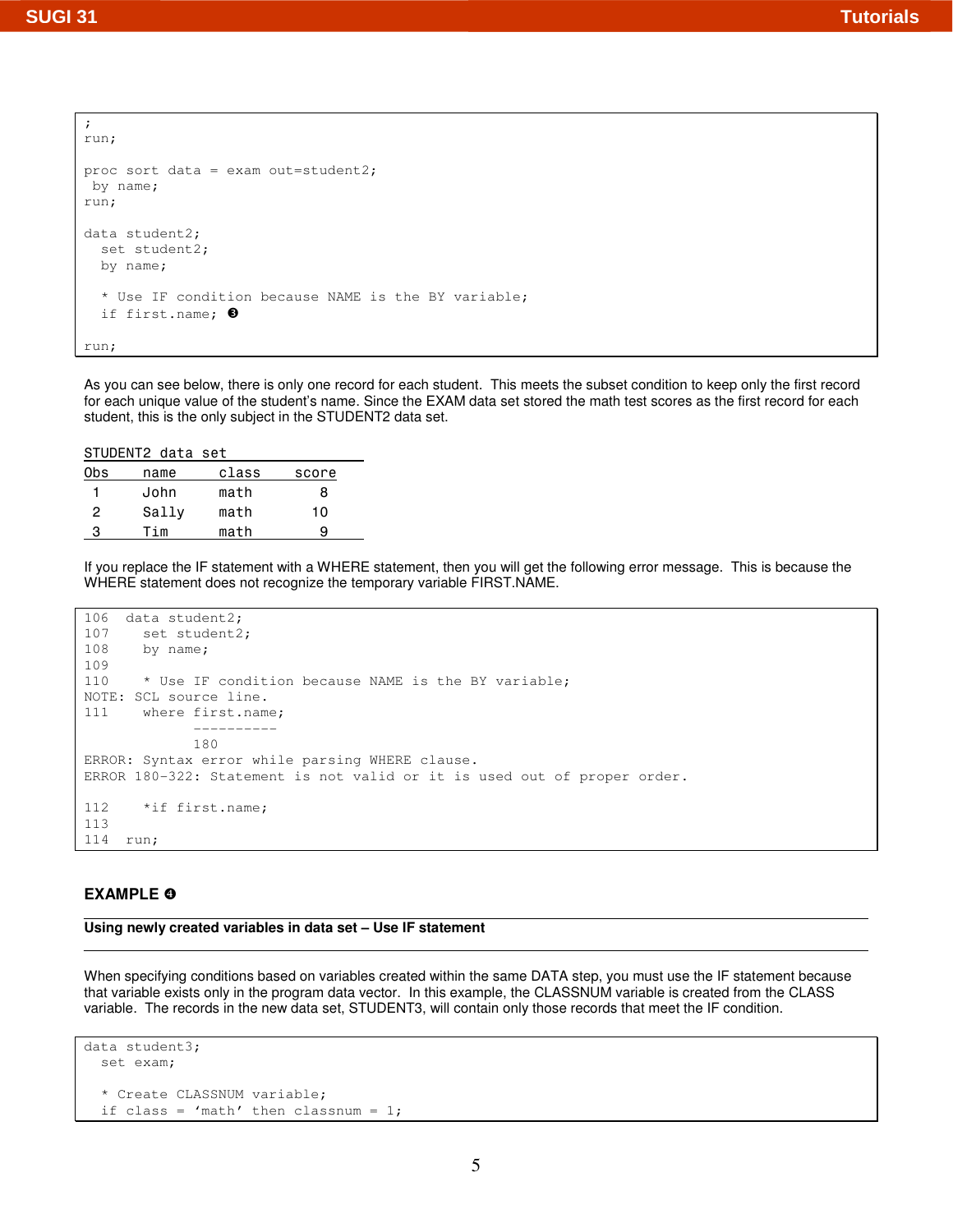```
;
run;

proc sort data = exam out=student2;
 by name;
run;

data student2;
  set student2;
  by name;

  * Use IF condition because NAME is the BY variable;
  if first.name; ❸

run;
```

As you can see below, there is only one record for each student. This meets the subset condition to keep only the first record for each unique value of the student's name. Since the EXAM data set stored the math test scores as the first record for each student, this is the only subject in the STUDENT2 data set.

STUDENT2 data set

| Obs | name | class | score |
|---|---|---|---|
| 1 | John | math | 8 |
| 2 | Sally | math | 10 |
| 3 | Tim | math | 9 |

If you replace the IF statement with a WHERE statement, then you will get the following error message. This is because the WHERE statement does not recognize the temporary variable FIRST.NAME.

```
106  data student2;
107    set student2;
108    by name;
109
110    * Use IF condition because NAME is the BY variable;
NOTE: SCL source line.
111    where first.name;
             ----------
             180
ERROR: Syntax error while parsing WHERE clause.
ERROR 180-322: Statement is not valid or it is used out of proper order.

112    *if first.name;
113
114  run;
```

### EXAMPLE ❹

**Using newly created variables in data set – Use IF statement**

When specifying conditions based on variables created within the same DATA step, you must use the IF statement because that variable exists only in the program data vector. In this example, the CLASSNUM variable is created from the CLASS variable. The records in the new data set, STUDENT3, will contain only those records that meet the IF condition.

```
data student3;
  set exam;

  * Create CLASSNUM variable;
  if class = 'math' then classnum = 1;
```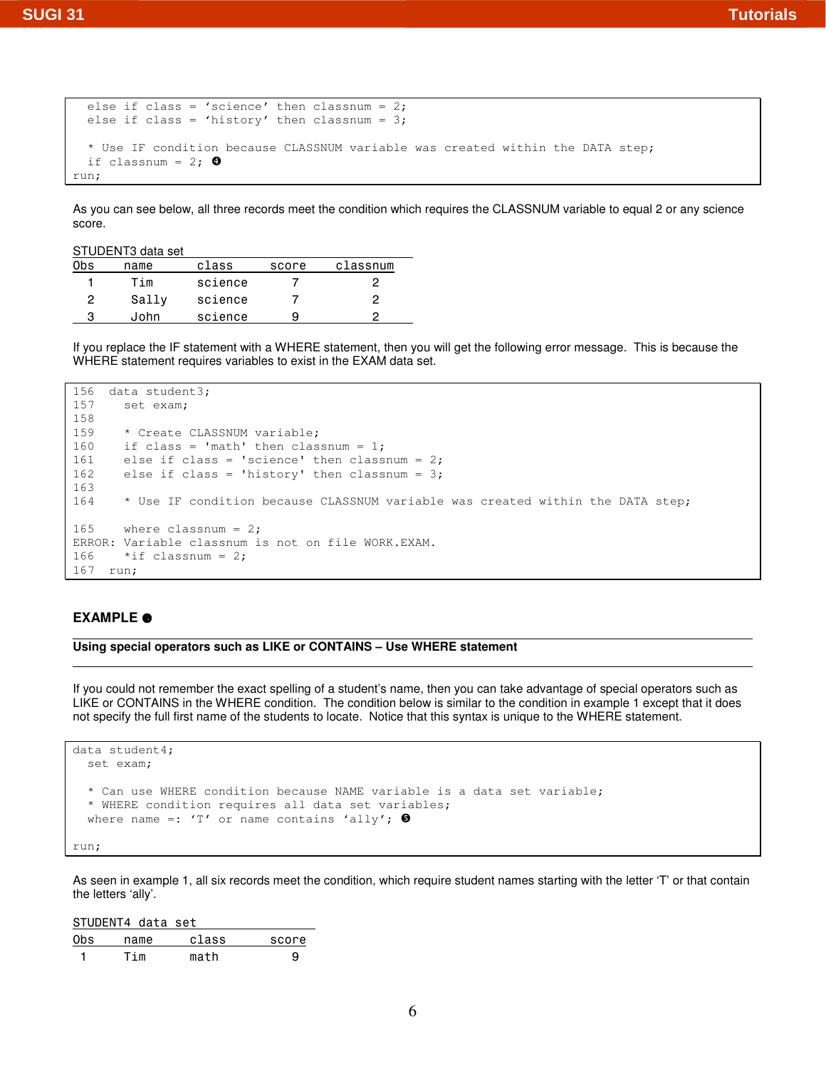```
  else if class = 'science' then classnum = 2;
  else if class = 'history' then classnum = 3;

  * Use IF condition because CLASSNUM variable was created within the DATA step;
  if classnum = 2; ❹
run;
```

As you can see below, all three records meet the condition which requires the CLASSNUM variable to equal 2 or any science score.

STUDENT3 data set

| Obs | name | class | score | classnum |
|---|---|---|---|---|
| 1 | Tim | science | 7 | 2 |
| 2 | Sally | science | 7 | 2 |
| 3 | John | science | 9 | 2 |

If you replace the IF statement with a WHERE statement, then you will get the following error message. This is because the WHERE statement requires variables to exist in the EXAM data set.

```
156  data student3;
157    set exam;
158
159    * Create CLASSNUM variable;
160    if class = 'math' then classnum = 1;
161    else if class = 'science' then classnum = 2;
162    else if class = 'history' then classnum = 3;
163
164    * Use IF condition because CLASSNUM variable was created within the DATA step;

165    where classnum = 2;
ERROR: Variable classnum is not on file WORK.EXAM.
166    *if classnum = 2;
167  run;
```

**EXAMPLE ❺**

**Using special operators such as LIKE or CONTAINS – Use WHERE statement**

If you could not remember the exact spelling of a student's name, then you can take advantage of special operators such as LIKE or CONTAINS in the WHERE condition. The condition below is similar to the condition in example 1 except that it does not specify the full first name of the students to locate. Notice that this syntax is unique to the WHERE statement.

```
data student4;
  set exam;

  * Can use WHERE condition because NAME variable is a data set variable;
  * WHERE condition requires all data set variables;
  where name =: 'T' or name contains 'ally'; ❺

run;
```

As seen in example 1, all six records meet the condition, which require student names starting with the letter 'T' or that contain the letters 'ally'.

STUDENT4 data set

| Obs | name | class | score |
|---|---|---|---|
| 1 | Tim | math | 9 |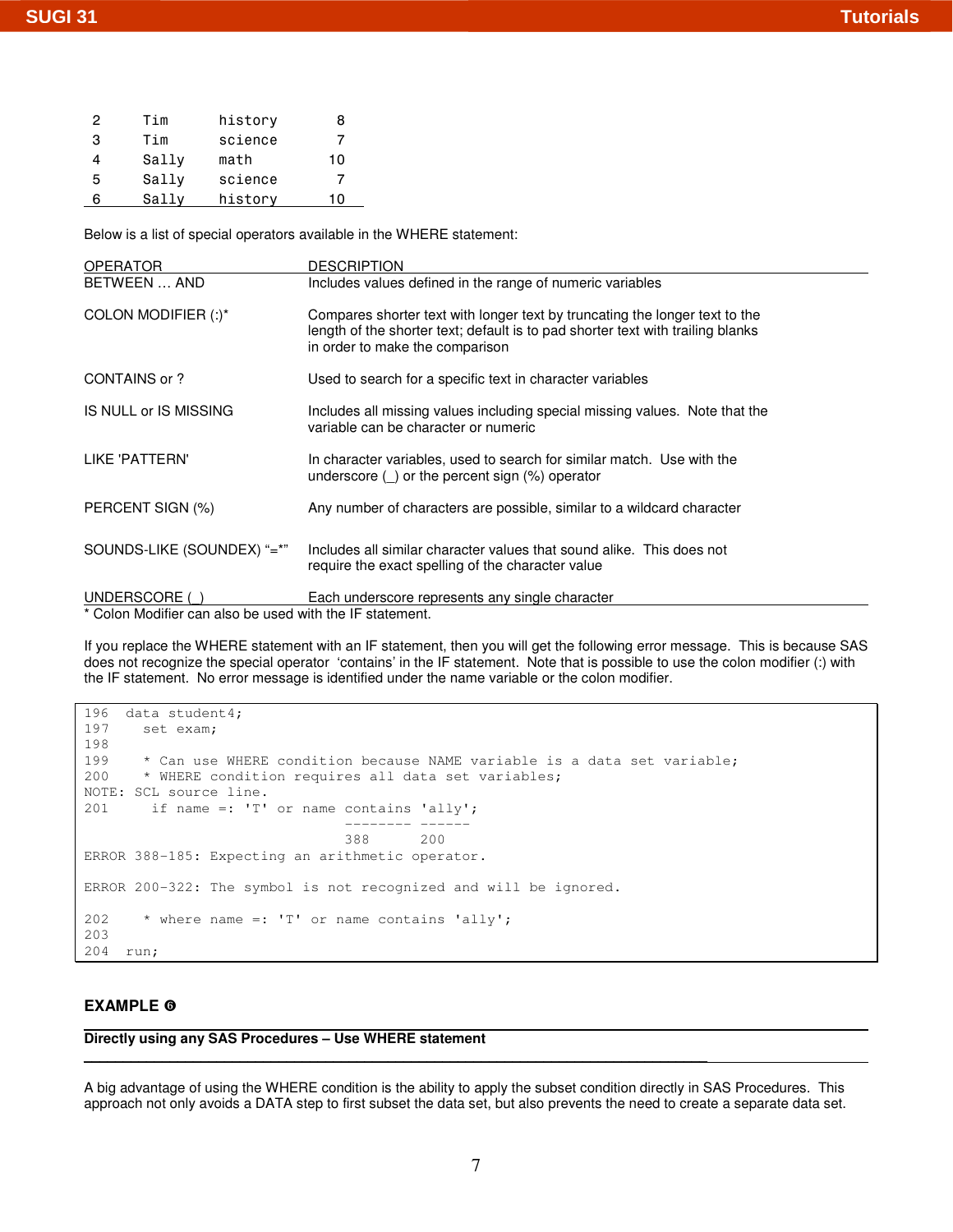| | | | |
|---|---|---|---|
| 2 | Tim | history | 8 |
| 3 | Tim | science | 7 |
| 4 | Sally | math | 10 |
| 5 | Sally | science | 7 |
| 6 | Sally | history | 10 |

Below is a list of special operators available in the WHERE statement:

| OPERATOR | DESCRIPTION |
|---|---|
| BETWEEN … AND | Includes values defined in the range of numeric variables |
| COLON MODIFIER (:)* | Compares shorter text with longer text by truncating the longer text to the length of the shorter text; default is to pad shorter text with trailing blanks in order to make the comparison |
| CONTAINS or ? | Used to search for a specific text in character variables |
| IS NULL or IS MISSING | Includes all missing values including special missing values. Note that the variable can be character or numeric |
| LIKE 'PATTERN' | In character variables, used to search for similar match. Use with the underscore (_) or the percent sign (%) operator |
| PERCENT SIGN (%) | Any number of characters are possible, similar to a wildcard character |
| SOUNDS-LIKE (SOUNDEX) "=*" | Includes all similar character values that sound alike. This does not require the exact spelling of the character value |
| UNDERSCORE (_) | Each underscore represents any single character |

* Colon Modifier can also be used with the IF statement.

If you replace the WHERE statement with an IF statement, then you will get the following error message. This is because SAS does not recognize the special operator 'contains' in the IF statement. Note that is possible to use the colon modifier (:) with the IF statement. No error message is identified under the name variable or the colon modifier.

```
196  data student4;
197    set exam;
198
199    * Can use WHERE condition because NAME variable is a data set variable;
200    * WHERE condition requires all data set variables;
NOTE: SCL source line.
201     if name =: 'T' or name contains 'ally';
                              -------- ------
                              388      200
ERROR 388-185: Expecting an arithmetic operator.

ERROR 200-322: The symbol is not recognized and will be ignored.

202    * where name =: 'T' or name contains 'ally';
203
204  run;
```

**EXAMPLE ❻**

**Directly using any SAS Procedures – Use WHERE statement**

A big advantage of using the WHERE condition is the ability to apply the subset condition directly in SAS Procedures. This approach not only avoids a DATA step to first subset the data set, but also prevents the need to create a separate data set.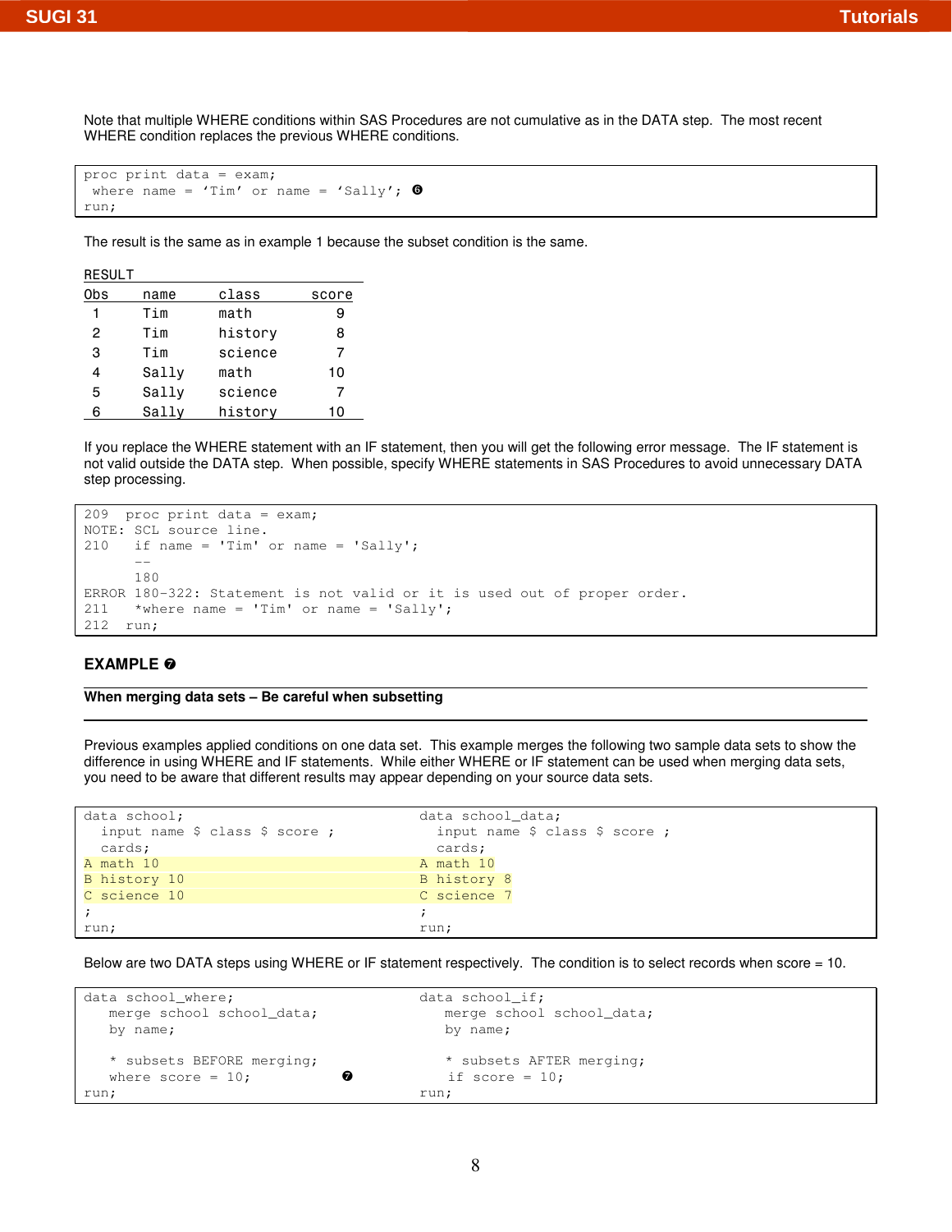Note that multiple WHERE conditions within SAS Procedures are not cumulative as in the DATA step. The most recent WHERE condition replaces the previous WHERE conditions.

```
proc print data = exam;
 where name = 'Tim' or name = 'Sally'; ❻
run;
```

The result is the same as in example 1 because the subset condition is the same.

RESULT

| Obs | name | class | score |
|---|---|---|---|
| 1 | Tim | math | 9 |
| 2 | Tim | history | 8 |
| 3 | Tim | science | 7 |
| 4 | Sally | math | 10 |
| 5 | Sally | science | 7 |
| 6 | Sally | history | 10 |

If you replace the WHERE statement with an IF statement, then you will get the following error message. The IF statement is not valid outside the DATA step. When possible, specify WHERE statements in SAS Procedures to avoid unnecessary DATA step processing.

```
209  proc print data = exam;
NOTE: SCL source line.
210   if name = 'Tim' or name = 'Sally';
      --
      180
ERROR 180-322: Statement is not valid or it is used out of proper order.
211   *where name = 'Tim' or name = 'Sally';
212  run;
```

**EXAMPLE ❼**

**When merging data sets – Be careful when subsetting**

Previous examples applied conditions on one data set. This example merges the following two sample data sets to show the difference in using WHERE and IF statements. While either WHERE or IF statement can be used when merging data sets, you need to be aware that different results may appear depending on your source data sets.

```
data school;
  input name $ class $ score ;
  cards;
A math 10
B history 10
C science 10
;
run;
```

```
data school_data;
  input name $ class $ score ;
  cards;
A math 10
B history 8
C science 7
;
run;
```

Below are two DATA steps using WHERE or IF statement respectively. The condition is to select records when score = 10.

```
data school_where;
   merge school school_data;
   by name;

   * subsets BEFORE merging;
   where score = 10;          ❼
run;
```

```
data school_if;
   merge school school_data;
   by name;

   * subsets AFTER merging;
    if score = 10;
run;
```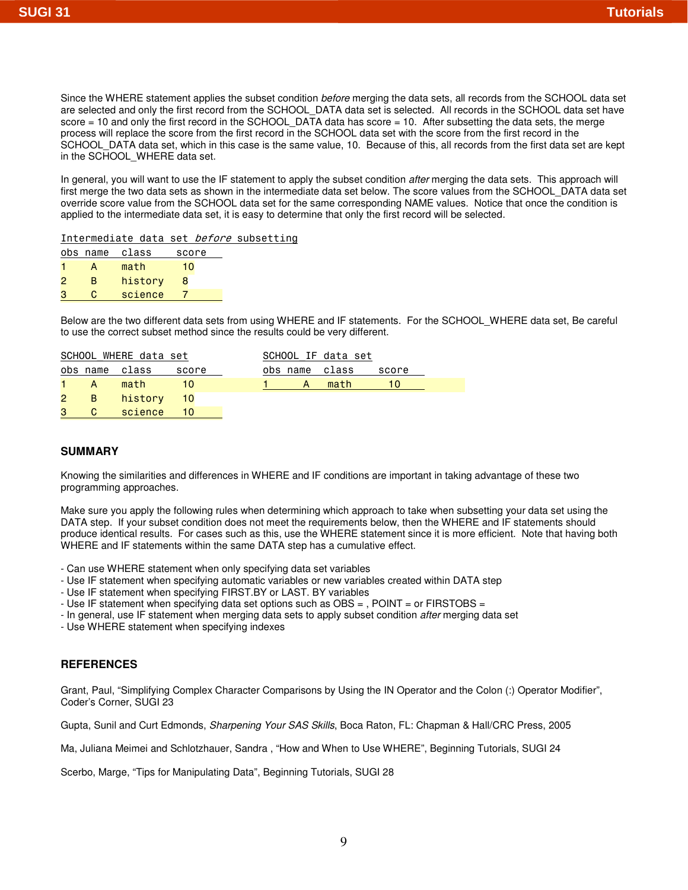Since the WHERE statement applies the subset condition *before* merging the data sets, all records from the SCHOOL data set are selected and only the first record from the SCHOOL_DATA data set is selected. All records in the SCHOOL data set have score = 10 and only the first record in the SCHOOL_DATA data has score = 10. After subsetting the data sets, the merge process will replace the score from the first record in the SCHOOL data set with the score from the first record in the SCHOOL_DATA data set, which in this case is the same value, 10. Because of this, all records from the first data set are kept in the SCHOOL_WHERE data set.

In general, you will want to use the IF statement to apply the subset condition *after* merging the data sets. This approach will first merge the two data sets as shown in the intermediate data set below. The score values from the SCHOOL_DATA data set override score value from the SCHOOL data set for the same corresponding NAME values. Notice that once the condition is applied to the intermediate data set, it is easy to determine that only the first record will be selected.

Intermediate data set *before* subsetting

| obs | name | class | score |
|---|---|---|---|
| 1 | A | math | 10 |
| 2 | B | history | 8 |
| 3 | C | science | 7 |

Below are the two different data sets from using WHERE and IF statements. For the SCHOOL_WHERE data set, Be careful to use the correct subset method since the results could be very different.

SCHOOL_WHERE data set

| obs | name | class | score |
|---|---|---|---|
| 1 | A | math | 10 |
| 2 | B | history | 10 |
| 3 | C | science | 10 |

SCHOOL_IF data set

| obs | name | class | score |
|---|---|---|---|
| 1 | A | math | 10 |

## SUMMARY

Knowing the similarities and differences in WHERE and IF conditions are important in taking advantage of these two programming approaches.

Make sure you apply the following rules when determining which approach to take when subsetting your data set using the DATA step. If your subset condition does not meet the requirements below, then the WHERE and IF statements should produce identical results. For cases such as this, use the WHERE statement since it is more efficient. Note that having both WHERE and IF statements within the same DATA step has a cumulative effect.

- Can use WHERE statement when only specifying data set variables
- Use IF statement when specifying automatic variables or new variables created within DATA step
- Use IF statement when specifying FIRST.BY or LAST. BY variables
- Use IF statement when specifying data set options such as OBS = , POINT = or FIRSTOBS =
- In general, use IF statement when merging data sets to apply subset condition *after* merging data set
- Use WHERE statement when specifying indexes

## REFERENCES

Grant, Paul, "Simplifying Complex Character Comparisons by Using the IN Operator and the Colon (:) Operator Modifier", Coder's Corner, SUGI 23

Gupta, Sunil and Curt Edmonds, *Sharpening Your SAS Skills*, Boca Raton, FL: Chapman & Hall/CRC Press, 2005

Ma, Juliana Meimei and Schlotzhauer, Sandra , "How and When to Use WHERE", Beginning Tutorials, SUGI 24

Scerbo, Marge, "Tips for Manipulating Data", Beginning Tutorials, SUGI 28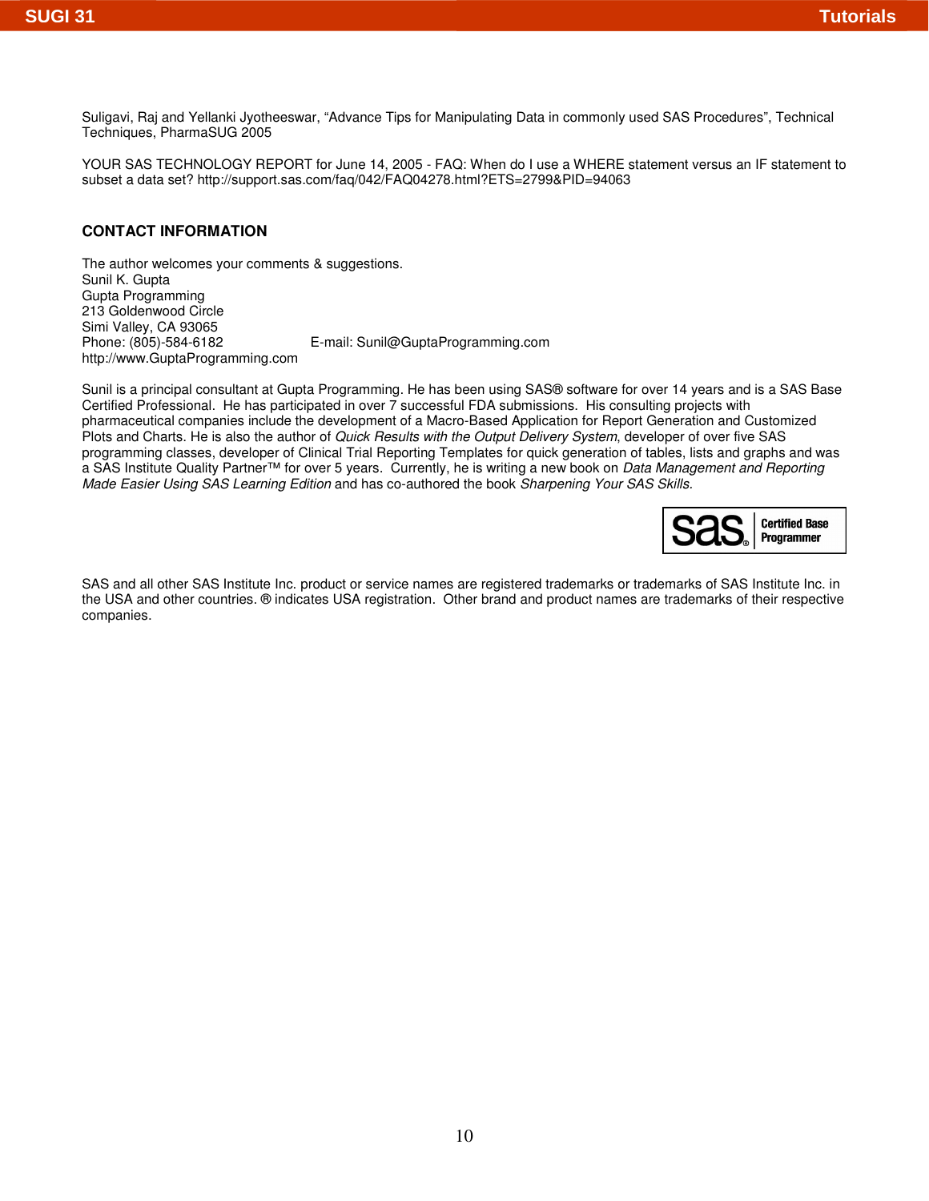Suligavi, Raj and Yellanki Jyotheeswar, “Advance Tips for Manipulating Data in commonly used SAS Procedures”, Technical Techniques, PharmaSUG 2005

YOUR SAS TECHNOLOGY REPORT for June 14, 2005 - FAQ: When do I use a WHERE statement versus an IF statement to subset a data set? http://support.sas.com/faq/042/FAQ04278.html?ETS=2799&PID=94063

## CONTACT INFORMATION

The author welcomes your comments & suggestions.
Sunil K. Gupta
Gupta Programming
213 Goldenwood Circle
Simi Valley, CA 93065
Phone: (805)-584-6182 E-mail: Sunil@GuptaProgramming.com
http://www.GuptaProgramming.com

Sunil is a principal consultant at Gupta Programming. He has been using SAS® software for over 14 years and is a SAS Base Certified Professional. He has participated in over 7 successful FDA submissions. His consulting projects with pharmaceutical companies include the development of a Macro-Based Application for Report Generation and Customized Plots and Charts. He is also the author of *Quick Results with the Output Delivery System*, developer of over five SAS programming classes, developer of Clinical Trial Reporting Templates for quick generation of tables, lists and graphs and was a SAS Institute Quality Partner™ for over 5 years. Currently, he is writing a new book on *Data Management and Reporting Made Easier Using SAS Learning Edition* and has co-authored the book *Sharpening Your SAS Skills.*

sas® Certified Base Programmer

SAS and all other SAS Institute Inc. product or service names are registered trademarks or trademarks of SAS Institute Inc. in the USA and other countries. ® indicates USA registration. Other brand and product names are trademarks of their respective companies.